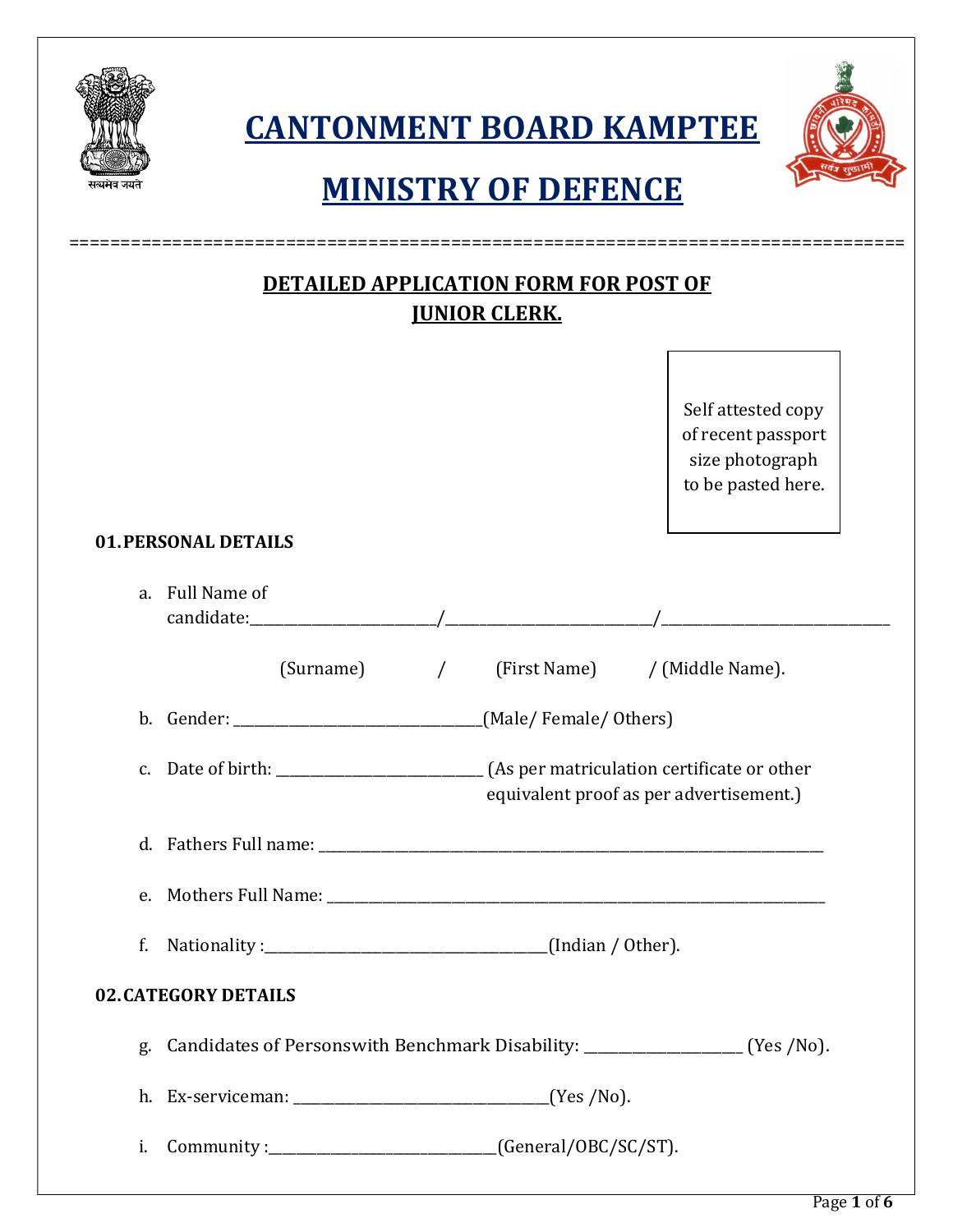# CANTONMENT BOARD KAMPTEE

# MINISTRY OF DEFENCE

================================================================================

## DETAILED APPLICATION FORM FOR POST OF JUNIOR CLERK.

Self attested copy of recent passport size photograph to be pasted here.

### 01. PERSONAL DETAILS

a. Full Name of candidate:_________________________/___________________________/_______________________________

(Surname) / (First Name) / (Middle Name).

b. Gender: _________________________________(Male/ Female/ Others)

c. Date of birth: ___________________________ (As per matriculation certificate or other equivalent proof as per advertisement.)

d. Fathers Full name: ______________________________________________________________________

e. Mothers Full Name: _____________________________________________________________________

f. Nationality :_____________________________________(Indian / Other).

### 02. CATEGORY DETAILS

g. Candidates of Personswith Benchmark Disability: ____________________ (Yes /No).

h. Ex-serviceman: __________________________________(Yes /No).

i. Community :______________________________(General/OBC/SC/ST).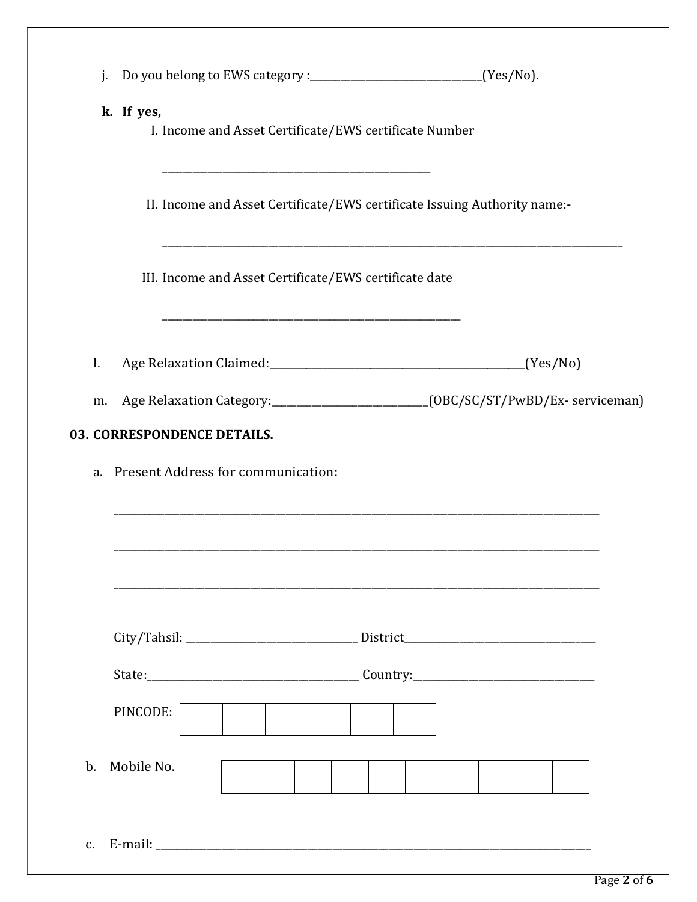j. Do you belong to EWS category :________________________________(Yes/No).

**k. If yes,**

I. Income and Asset Certificate/EWS certificate Number

_______________________________________________

II. Income and Asset Certificate/EWS certificate Issuing Authority name:-

________________________________________________________________________________

III. Income and Asset Certificate/EWS certificate date

____________________________________________________

l. Age Relaxation Claimed:________________________________________________(Yes/No)

m. Age Relaxation Category:_____________________________(OBC/SC/ST/PwBD/Ex- serviceman)

**03. CORRESPONDENCE DETAILS.**

a. Present Address for communication:

_____________________________________________________________________________________

_____________________________________________________________________________________

_____________________________________________________________________________________

City/Tahsil: ________________________________ District___________________________________

State:_______________________________________ Country:________________________________

PINCODE:

| | | | | | |
|---|---|---|---|---|---|
| | | | | | |

b. Mobile No.

| | | | | | | | | | |
|---|---|---|---|---|---|---|---|---|---|
| | | | | | | | | | |

c. E-mail: _______________________________________________________________________________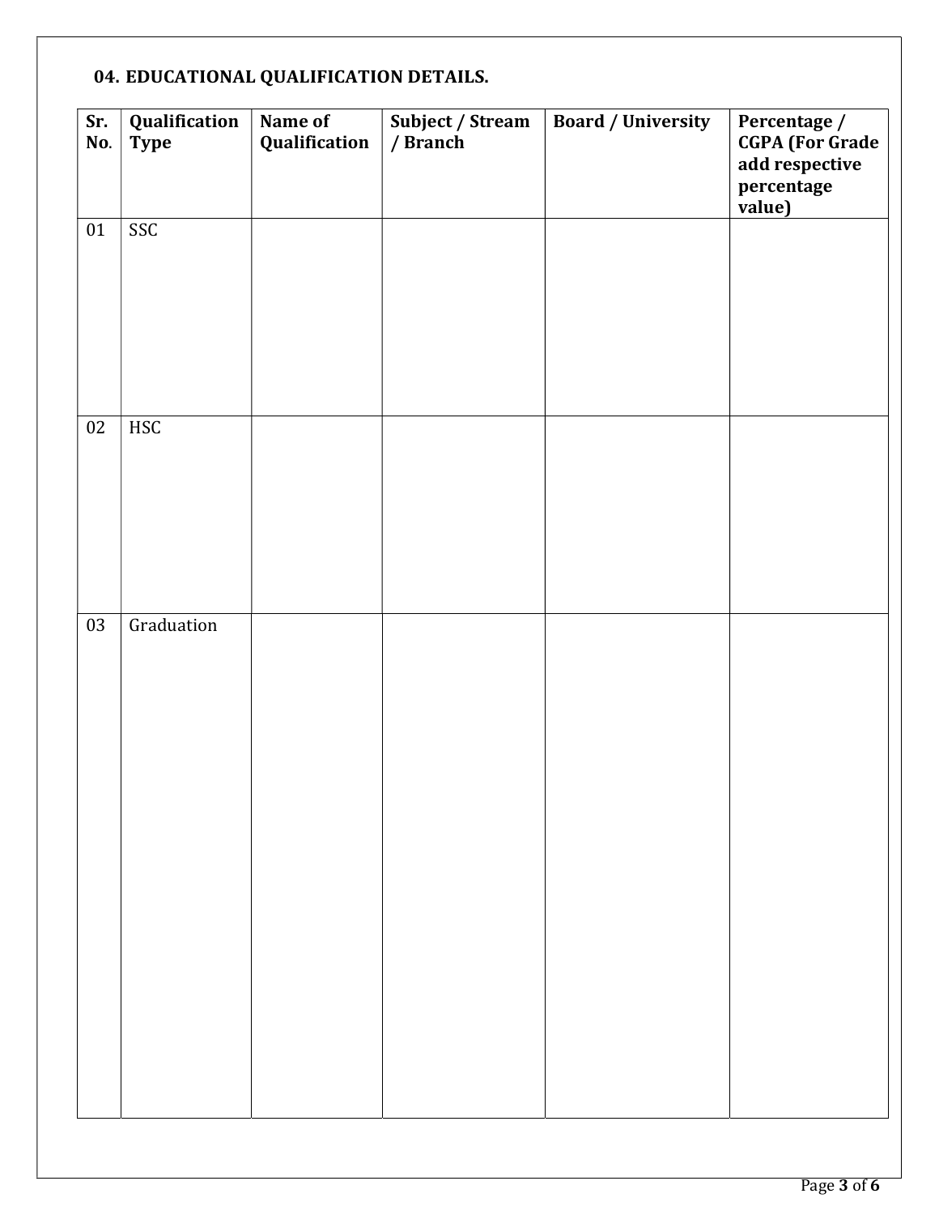## 04. EDUCATIONAL QUALIFICATION DETAILS.

| Sr. No. | Qualification Type | Name of Qualification | Subject / Stream / Branch | Board / University | Percentage / CGPA (For Grade add respective percentage value) |
|---|---|---|---|---|---|
| 01 | SSC | | | | |
| 02 | HSC | | | | |
| 03 | Graduation | | | | |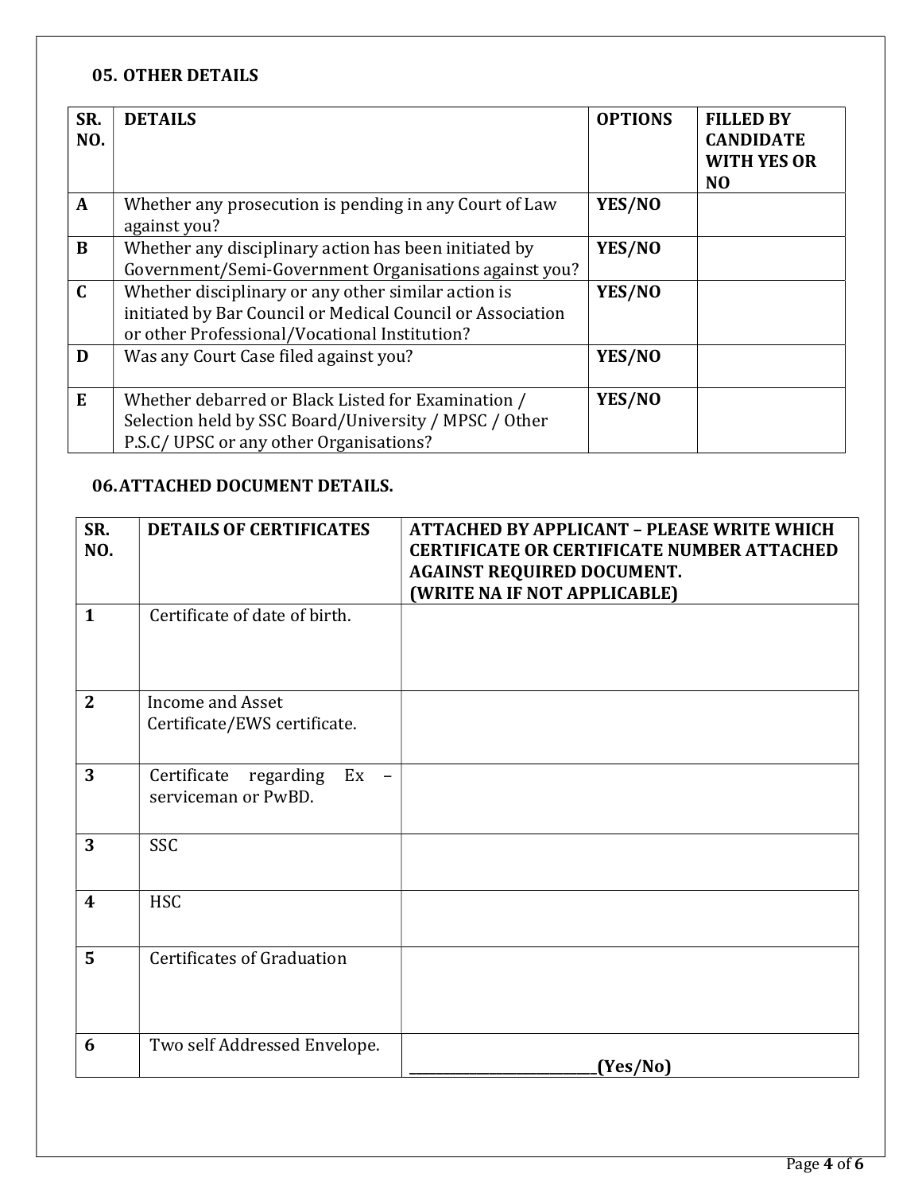### 05. OTHER DETAILS

| SR. NO. | DETAILS | OPTIONS | FILLED BY CANDIDATE WITH YES OR NO |
|---|---|---|---|
| A | Whether any prosecution is pending in any Court of Law against you? | YES/NO | |
| B | Whether any disciplinary action has been initiated by Government/Semi-Government Organisations against you? | YES/NO | |
| C | Whether disciplinary or any other similar action is initiated by Bar Council or Medical Council or Association or other Professional/Vocational Institution? | YES/NO | |
| D | Was any Court Case filed against you? | YES/NO | |
| E | Whether debarred or Black Listed for Examination / Selection held by SSC Board/University / MPSC / Other P.S.C/ UPSC or any other Organisations? | YES/NO | |

### 06. ATTACHED DOCUMENT DETAILS.

| SR. NO. | DETAILS OF CERTIFICATES | ATTACHED BY APPLICANT – PLEASE WRITE WHICH CERTIFICATE OR CERTIFICATE NUMBER ATTACHED AGAINST REQUIRED DOCUMENT. (WRITE NA IF NOT APPLICABLE) |
|---|---|---|
| 1 | Certificate of date of birth. | |
| 2 | Income and Asset Certificate/EWS certificate. | |
| 3 | Certificate regarding Ex – serviceman or PwBD. | |
| 3 | SSC | |
| 4 | HSC | |
| 5 | Certificates of Graduation | |
| 6 | Two self Addressed Envelope. | ____________________(Yes/No) |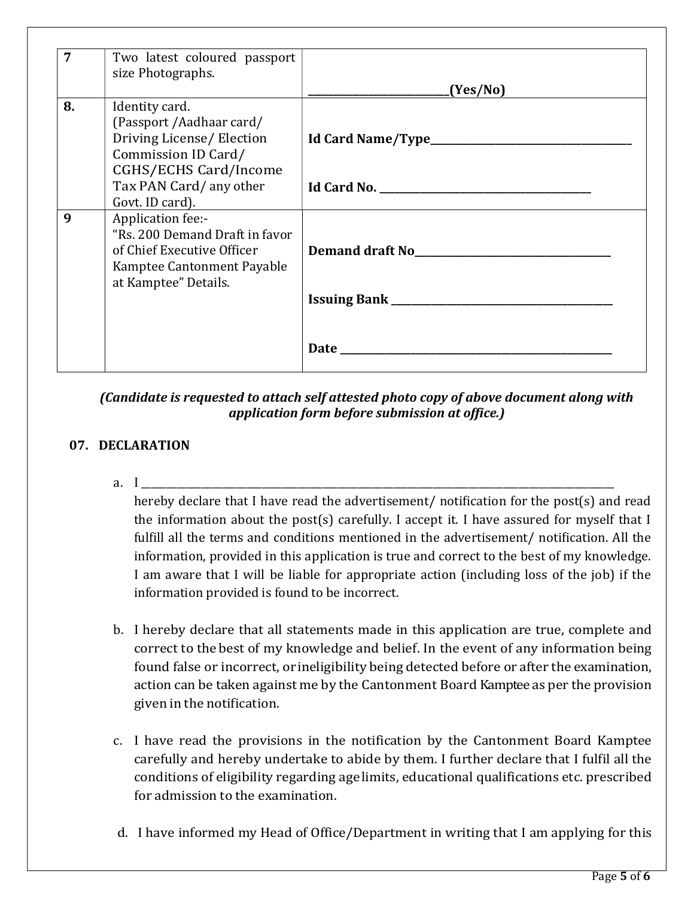| 7 | Two latest coloured passport size Photographs. | ___________________________(Yes/No) |
|---|---|---|
| **8.** | Identity card. (Passport /Aadhaar card/ Driving License/ Election Commission ID Card/ CGHS/ECHS Card/Income Tax PAN Card/ any other Govt. ID card). | **Id Card Name/Type**________________________________________<br><br>**Id Card No.** ________________________________________ |
| **9** | Application fee:- "Rs. 200 Demand Draft in favor of Chief Executive Officer Kamptee Cantonment Payable at Kamptee" Details. | **Demand draft No**_____________________________________<br><br>**Issuing Bank** ___________________________________________<br><br>**Date** ____________________________________________________ |

***(Candidate is requested to attach self attested photo copy of above document along with application form before submission at office.)***

**07. DECLARATION**

a. I ______________________________________________________________________________________________
hereby declare that I have read the advertisement/ notification for the post(s) and read the information about the post(s) carefully. I accept it. I have assured for myself that I fulfill all the terms and conditions mentioned in the advertisement/ notification. All the information, provided in this application is true and correct to the best of my knowledge. I am aware that I will be liable for appropriate action (including loss of the job) if the information provided is found to be incorrect.

b. I hereby declare that all statements made in this application are true, complete and correct to the best of my knowledge and belief. In the event of any information being found false or incorrect, or ineligibility being detected before or after the examination, action can be taken against me by the Cantonment Board Kamptee as per the provision given in the notification.

c. I have read the provisions in the notification by the Cantonment Board Kamptee carefully and hereby undertake to abide by them. I further declare that I fulfil all the conditions of eligibility regarding age limits, educational qualifications etc. prescribed for admission to the examination.

d. I have informed my Head of Office/Department in writing that I am applying for this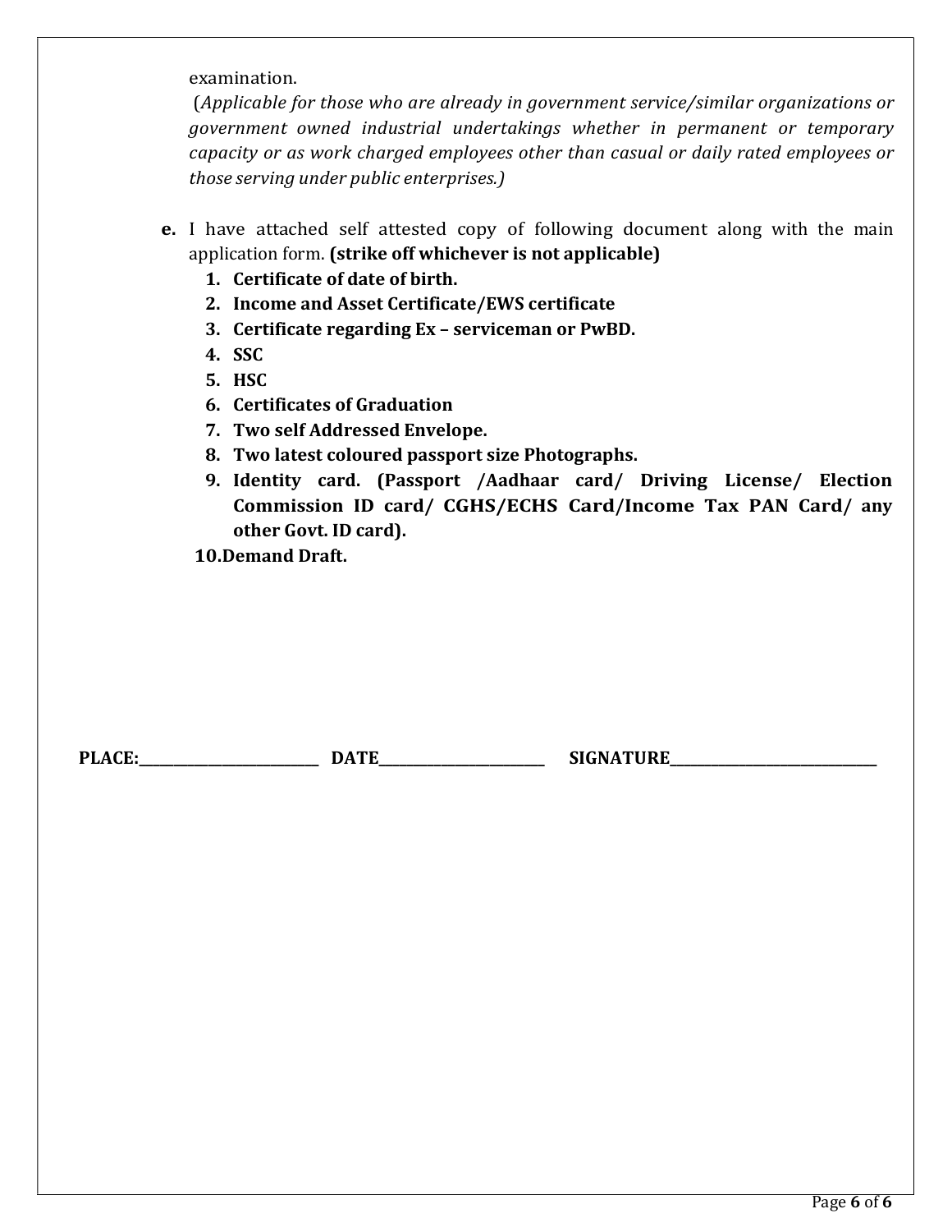examination.

(*Applicable for those who are already in government service/similar organizations or government owned industrial undertakings whether in permanent or temporary capacity or as work charged employees other than casual or daily rated employees or those serving under public enterprises.*)

**e.** I have attached self attested copy of following document along with the main application form. **(strike off whichever is not applicable)**

1. **Certificate of date of birth.**
2. **Income and Asset Certificate/EWS certificate**
3. **Certificate regarding Ex – serviceman or PwBD.**
4. **SSC**
5. **HSC**
6. **Certificates of Graduation**
7. **Two self Addressed Envelope.**
8. **Two latest coloured passport size Photographs.**
9. **Identity card. (Passport /Aadhaar card/ Driving License/ Election Commission ID card/ CGHS/ECHS Card/Income Tax PAN Card/ any other Govt. ID card).**
10. **Demand Draft.**

**PLACE:**\_\_\_\_\_\_\_\_\_\_\_\_\_\_\_\_\_\_\_\_ **DATE**\_\_\_\_\_\_\_\_\_\_\_\_\_\_\_\_\_\_\_\_ **SIGNATURE**\_\_\_\_\_\_\_\_\_\_\_\_\_\_\_\_\_\_\_\_\_\_\_\_